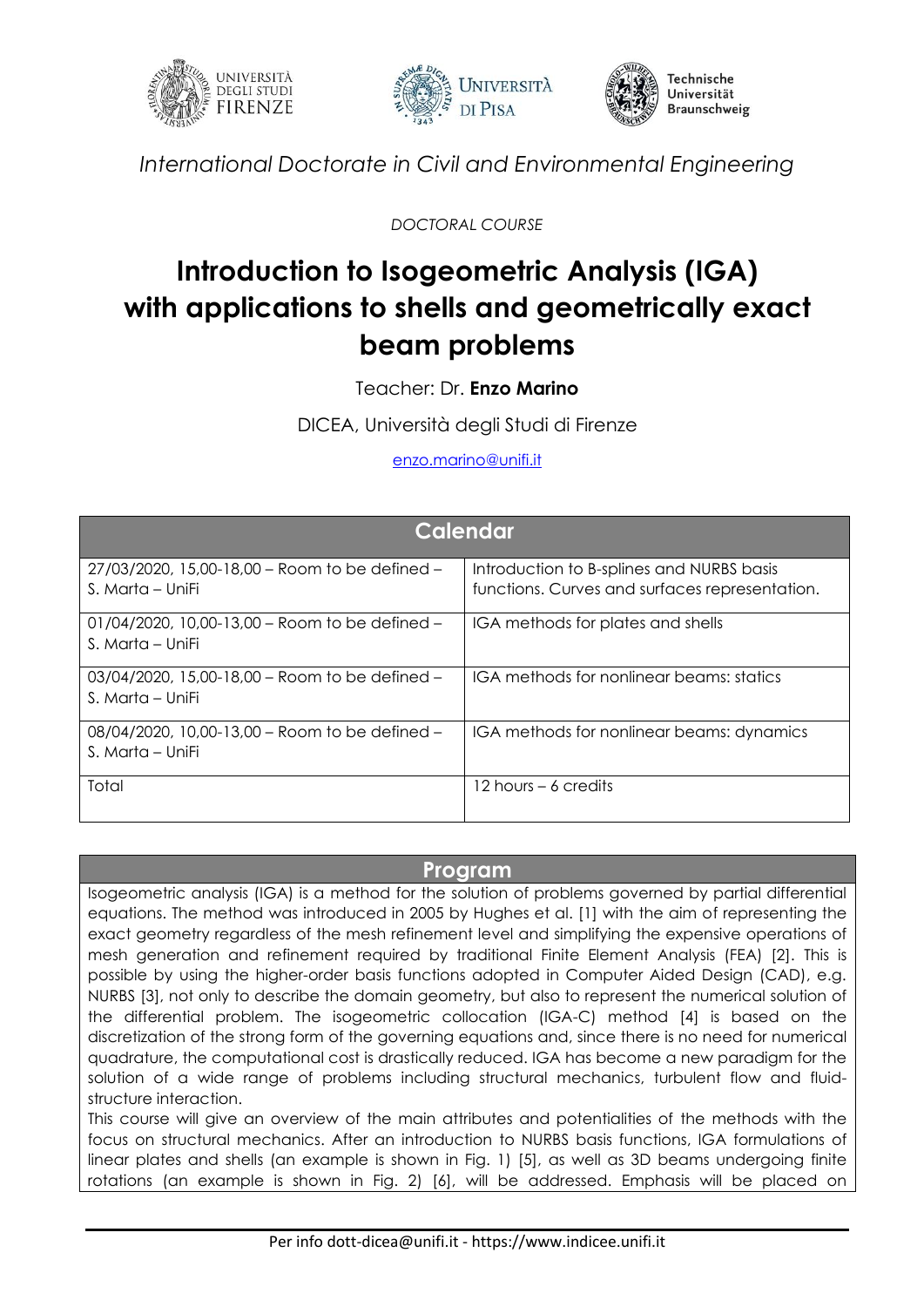UNIVERSITÀ DEGLI STUDI FIRENZE — UNIVERSITÀ DI PISA — Technische Universität Braunschweig

*International Doctorate in Civil and Environmental Engineering*

*DOCTORAL COURSE*

# Introduction to Isogeometric Analysis (IGA) with applications to shells and geometrically exact beam problems

Teacher: Dr. **Enzo Marino**

DICEA, Università degli Studi di Firenze

enzo.marino@unifi.it

| Calendar | |
|---|---|
| 27/03/2020, 15,00-18,00 – Room to be defined – S. Marta – UniFi | Introduction to B-splines and NURBS basis functions. Curves and surfaces representation. |
| 01/04/2020, 10,00-13,00 – Room to be defined – S. Marta – UniFi | IGA methods for plates and shells |
| 03/04/2020, 15,00-18,00 – Room to be defined – S. Marta – UniFi | IGA methods for nonlinear beams: statics |
| 08/04/2020, 10,00-13,00 – Room to be defined – S. Marta – UniFi | IGA methods for nonlinear beams: dynamics |
| Total | 12 hours – 6 credits |

## Program

Isogeometric analysis (IGA) is a method for the solution of problems governed by partial differential equations. The method was introduced in 2005 by Hughes et al. [1] with the aim of representing the exact geometry regardless of the mesh refinement level and simplifying the expensive operations of mesh generation and refinement required by traditional Finite Element Analysis (FEA) [2]. This is possible by using the higher-order basis functions adopted in Computer Aided Design (CAD), e.g. NURBS [3], not only to describe the domain geometry, but also to represent the numerical solution of the differential problem. The isogeometric collocation (IGA-C) method [4] is based on the discretization of the strong form of the governing equations and, since there is no need for numerical quadrature, the computational cost is drastically reduced. IGA has become a new paradigm for the solution of a wide range of problems including structural mechanics, turbulent flow and fluid-structure interaction.

This course will give an overview of the main attributes and potentialities of the methods with the focus on structural mechanics. After an introduction to NURBS basis functions, IGA formulations of linear plates and shells (an example is shown in Fig. 1) [5], as well as 3D beams undergoing finite rotations (an example is shown in Fig. 2) [6], will be addressed. Emphasis will be placed on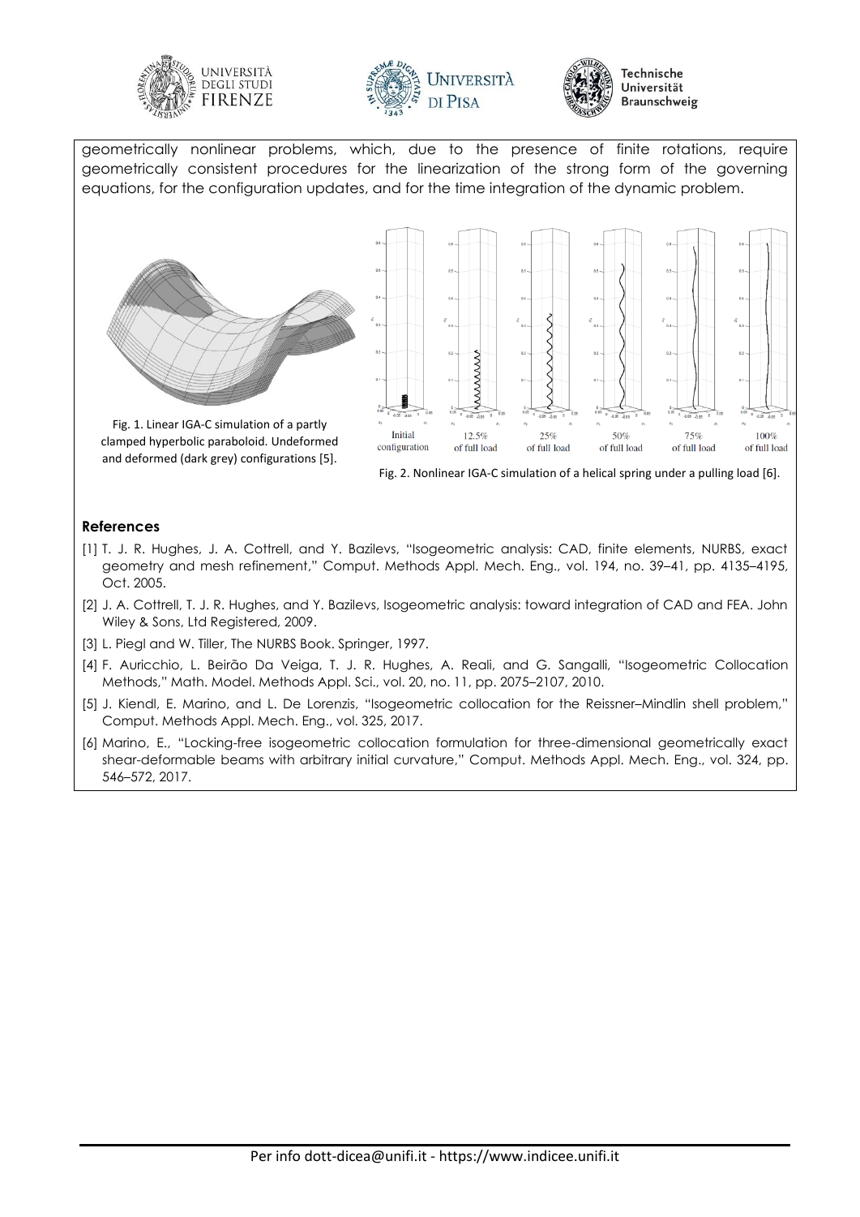geometrically nonlinear problems, which, due to the presence of finite rotations, require geometrically consistent procedures for the linearization of the strong form of the governing equations, for the configuration updates, and for the time integration of the dynamic problem.

Fig. 1. Linear IGA-C simulation of a partly clamped hyperbolic paraboloid. Undeformed and deformed (dark grey) configurations [5].

Initial configuration

12.5% of full load

25% of full load

50% of full load

75% of full load

100% of full load

Fig. 2. Nonlinear IGA-C simulation of a helical spring under a pulling load [6].

### References

[1] T. J. R. Hughes, J. A. Cottrell, and Y. Bazilevs, "Isogeometric analysis: CAD, finite elements, NURBS, exact geometry and mesh refinement," Comput. Methods Appl. Mech. Eng., vol. 194, no. 39–41, pp. 4135–4195, Oct. 2005.

[2] J. A. Cottrell, T. J. R. Hughes, and Y. Bazilevs, Isogeometric analysis: toward integration of CAD and FEA. John Wiley & Sons, Ltd Registered, 2009.

[3] L. Piegl and W. Tiller, The NURBS Book. Springer, 1997.

[4] F. Auricchio, L. Beirão Da Veiga, T. J. R. Hughes, A. Reali, and G. Sangalli, "Isogeometric Collocation Methods," Math. Model. Methods Appl. Sci., vol. 20, no. 11, pp. 2075–2107, 2010.

[5] J. Kiendl, E. Marino, and L. De Lorenzis, "Isogeometric collocation for the Reissner–Mindlin shell problem," Comput. Methods Appl. Mech. Eng., vol. 325, 2017.

[6] Marino, E., "Locking-free isogeometric collocation formulation for three-dimensional geometrically exact shear-deformable beams with arbitrary initial curvature," Comput. Methods Appl. Mech. Eng., vol. 324, pp. 546–572, 2017.

Per info dott-dicea@unifi.it - https://www.indicee.unifi.it